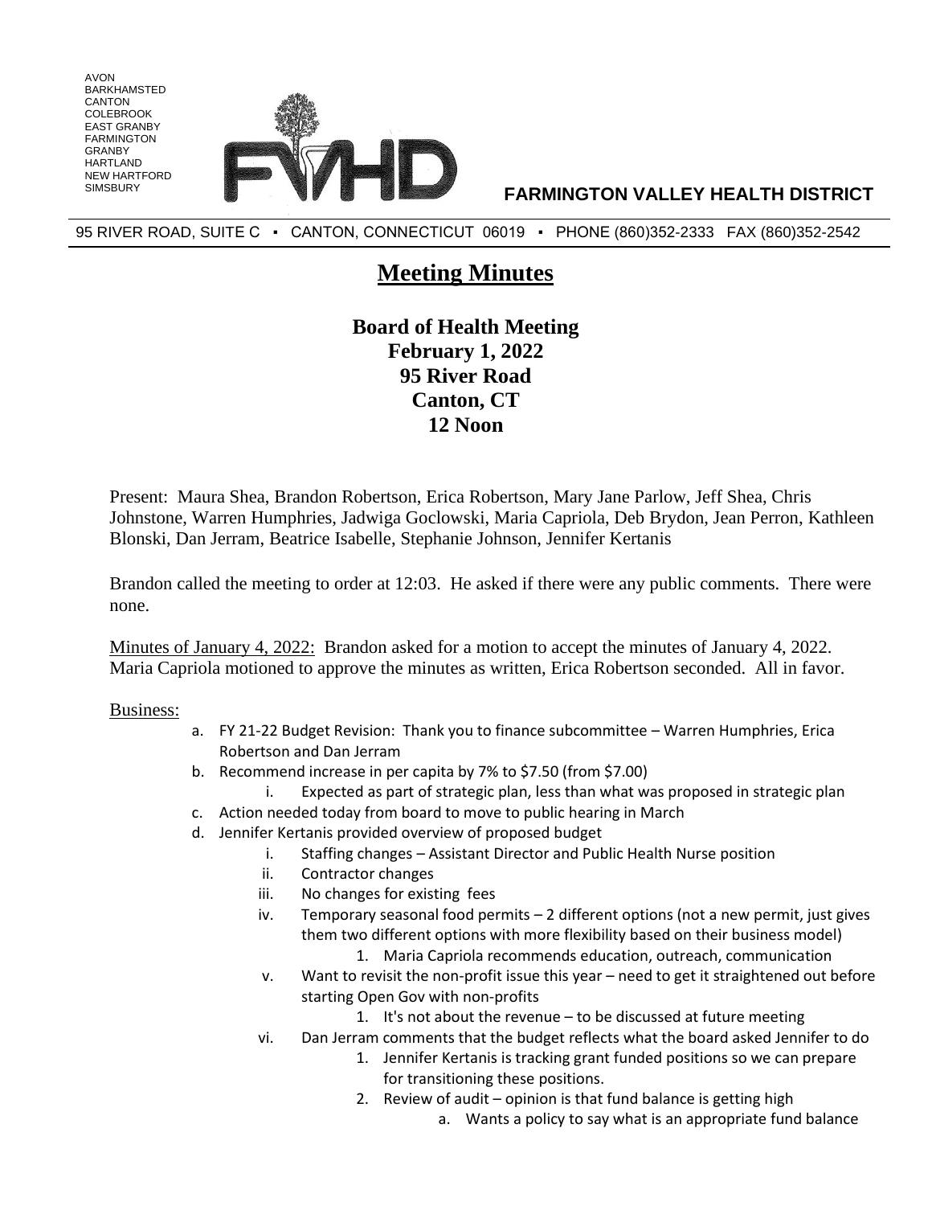AVON
BARKHAMSTED
CANTON
COLEBROOK
EAST GRANBY
FARMINGTON
GRANBY
HARTLAND
NEW HARTFORD
SIMSBURY

**FARMINGTON VALLEY HEALTH DISTRICT**

95 RIVER ROAD, SUITE C ▪ CANTON, CONNECTICUT 06019 ▪ PHONE (860)352-2333 FAX (860)352-2542

# Meeting Minutes

## Board of Health Meeting
## February 1, 2022
## 95 River Road
## Canton, CT
## 12 Noon

Present: Maura Shea, Brandon Robertson, Erica Robertson, Mary Jane Parlow, Jeff Shea, Chris Johnstone, Warren Humphries, Jadwiga Goclowski, Maria Capriola, Deb Brydon, Jean Perron, Kathleen Blonski, Dan Jerram, Beatrice Isabelle, Stephanie Johnson, Jennifer Kertanis

Brandon called the meeting to order at 12:03. He asked if there were any public comments. There were none.

Minutes of January 4, 2022: Brandon asked for a motion to accept the minutes of January 4, 2022. Maria Capriola motioned to approve the minutes as written, Erica Robertson seconded. All in favor.

Business:

a. FY 21-22 Budget Revision: Thank you to finance subcommittee – Warren Humphries, Erica Robertson and Dan Jerram
b. Recommend increase in per capita by 7% to $7.50 (from $7.00)
    i. Expected as part of strategic plan, less than what was proposed in strategic plan
c. Action needed today from board to move to public hearing in March
d. Jennifer Kertanis provided overview of proposed budget
    i. Staffing changes – Assistant Director and Public Health Nurse position
    ii. Contractor changes
    iii. No changes for existing fees
    iv. Temporary seasonal food permits – 2 different options (not a new permit, just gives them two different options with more flexibility based on their business model)
        1. Maria Capriola recommends education, outreach, communication
    v. Want to revisit the non-profit issue this year – need to get it straightened out before starting Open Gov with non-profits
        1. It's not about the revenue – to be discussed at future meeting
    vi. Dan Jerram comments that the budget reflects what the board asked Jennifer to do
        1. Jennifer Kertanis is tracking grant funded positions so we can prepare for transitioning these positions.
        2. Review of audit – opinion is that fund balance is getting high
            a. Wants a policy to say what is an appropriate fund balance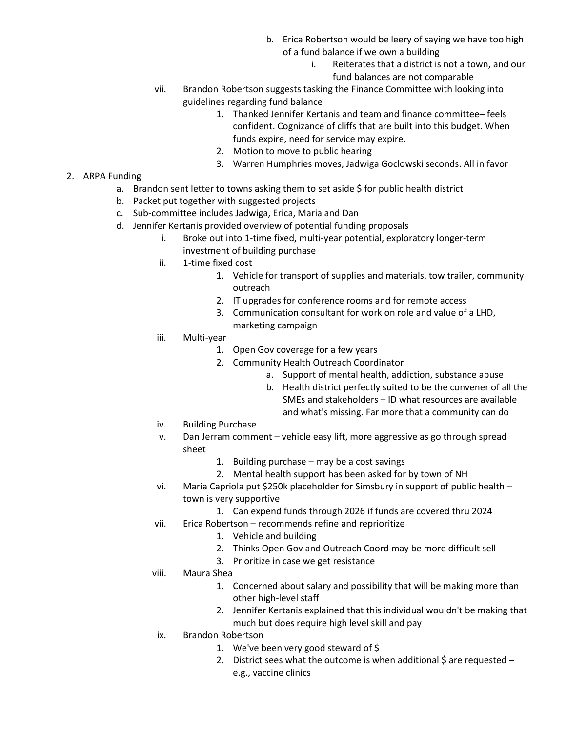- b. Erica Robertson would be leery of saying we have too high of a fund balance if we own a building
  - i. Reiterates that a district is not a town, and our fund balances are not comparable
- vii. Brandon Robertson suggests tasking the Finance Committee with looking into guidelines regarding fund balance
  1. Thanked Jennifer Kertanis and team and finance committee– feels confident. Cognizance of cliffs that are built into this budget. When funds expire, need for service may expire.
  2. Motion to move to public hearing
  3. Warren Humphries moves, Jadwiga Goclowski seconds. All in favor

2. ARPA Funding
   - a. Brandon sent letter to towns asking them to set aside $ for public health district
   - b. Packet put together with suggested projects
   - c. Sub-committee includes Jadwiga, Erica, Maria and Dan
   - d. Jennifer Kertanis provided overview of potential funding proposals
     - i. Broke out into 1-time fixed, multi-year potential, exploratory longer-term investment of building purchase
     - ii. 1-time fixed cost
       1. Vehicle for transport of supplies and materials, tow trailer, community outreach
       2. IT upgrades for conference rooms and for remote access
       3. Communication consultant for work on role and value of a LHD, marketing campaign
     - iii. Multi-year
       1. Open Gov coverage for a few years
       2. Community Health Outreach Coordinator
          - a. Support of mental health, addiction, substance abuse
          - b. Health district perfectly suited to be the convener of all the SMEs and stakeholders – ID what resources are available and what's missing. Far more that a community can do
     - iv. Building Purchase
     - v. Dan Jerram comment – vehicle easy lift, more aggressive as go through spread sheet
       1. Building purchase – may be a cost savings
       2. Mental health support has been asked for by town of NH
     - vi. Maria Capriola put $250k placeholder for Simsbury in support of public health – town is very supportive
       1. Can expend funds through 2026 if funds are covered thru 2024
     - vii. Erica Robertson – recommends refine and reprioritize
       1. Vehicle and building
       2. Thinks Open Gov and Outreach Coord may be more difficult sell
       3. Prioritize in case we get resistance
     - viii. Maura Shea
       1. Concerned about salary and possibility that will be making more than other high-level staff
       2. Jennifer Kertanis explained that this individual wouldn't be making that much but does require high level skill and pay
     - ix. Brandon Robertson
       1. We've been very good steward of $
       2. District sees what the outcome is when additional $ are requested – e.g., vaccine clinics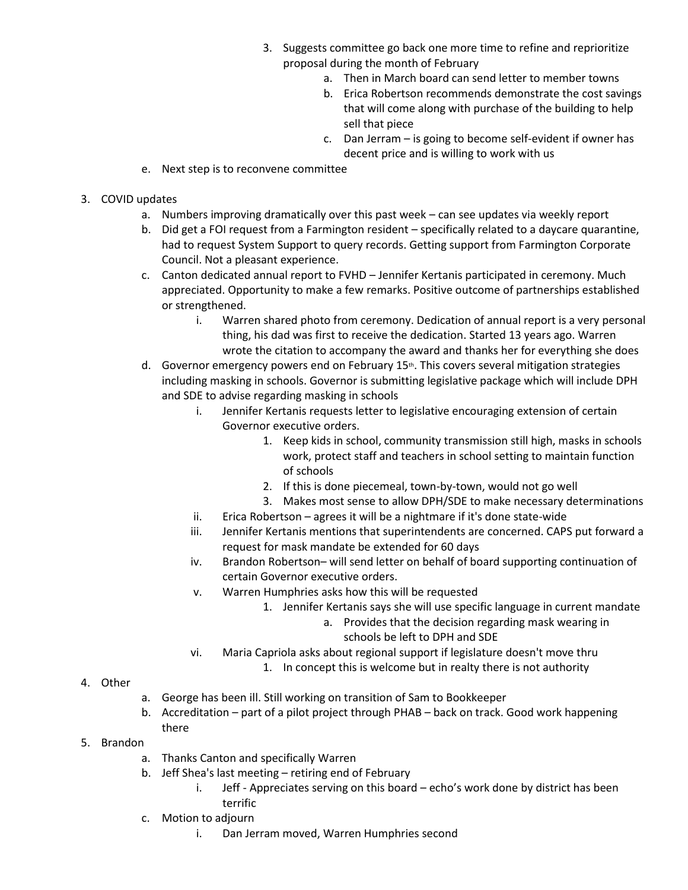3. Suggests committee go back one more time to refine and reprioritize proposal during the month of February
   a. Then in March board can send letter to member towns
   b. Erica Robertson recommends demonstrate the cost savings that will come along with purchase of the building to help sell that piece
   c. Dan Jerram – is going to become self-evident if owner has decent price and is willing to work with us

e. Next step is to reconvene committee

3. COVID updates
   a. Numbers improving dramatically over this past week – can see updates via weekly report
   b. Did get a FOI request from a Farmington resident – specifically related to a daycare quarantine, had to request System Support to query records. Getting support from Farmington Corporate Council. Not a pleasant experience.
   c. Canton dedicated annual report to FVHD – Jennifer Kertanis participated in ceremony. Much appreciated. Opportunity to make a few remarks. Positive outcome of partnerships established or strengthened.
      i. Warren shared photo from ceremony. Dedication of annual report is a very personal thing, his dad was first to receive the dedication. Started 13 years ago. Warren wrote the citation to accompany the award and thanks her for everything she does
   d. Governor emergency powers end on February 15th. This covers several mitigation strategies including masking in schools. Governor is submitting legislative package which will include DPH and SDE to advise regarding masking in schools
      i. Jennifer Kertanis requests letter to legislative encouraging extension of certain Governor executive orders.
         1. Keep kids in school, community transmission still high, masks in schools work, protect staff and teachers in school setting to maintain function of schools
         2. If this is done piecemeal, town-by-town, would not go well
         3. Makes most sense to allow DPH/SDE to make necessary determinations
      ii. Erica Robertson – agrees it will be a nightmare if it's done state-wide
      iii. Jennifer Kertanis mentions that superintendents are concerned. CAPS put forward a request for mask mandate be extended for 60 days
      iv. Brandon Robertson– will send letter on behalf of board supporting continuation of certain Governor executive orders.
      v. Warren Humphries asks how this will be requested
         1. Jennifer Kertanis says she will use specific language in current mandate
            a. Provides that the decision regarding mask wearing in schools be left to DPH and SDE
      vi. Maria Capriola asks about regional support if legislature doesn't move thru
         1. In concept this is welcome but in realty there is not authority

4. Other
   a. George has been ill. Still working on transition of Sam to Bookkeeper
   b. Accreditation – part of a pilot project through PHAB – back on track. Good work happening there

5. Brandon
   a. Thanks Canton and specifically Warren
   b. Jeff Shea's last meeting – retiring end of February
      i. Jeff - Appreciates serving on this board – echo's work done by district has been terrific
   c. Motion to adjourn
      i. Dan Jerram moved, Warren Humphries second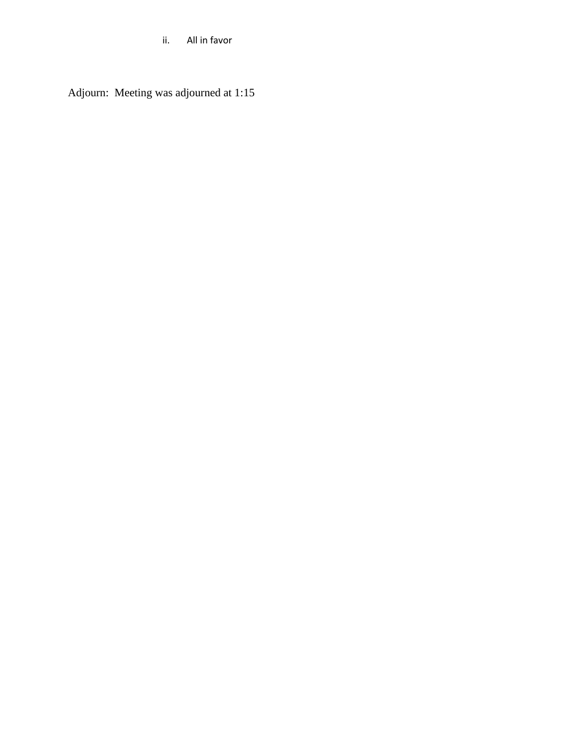ii. All in favor

Adjourn: Meeting was adjourned at 1:15